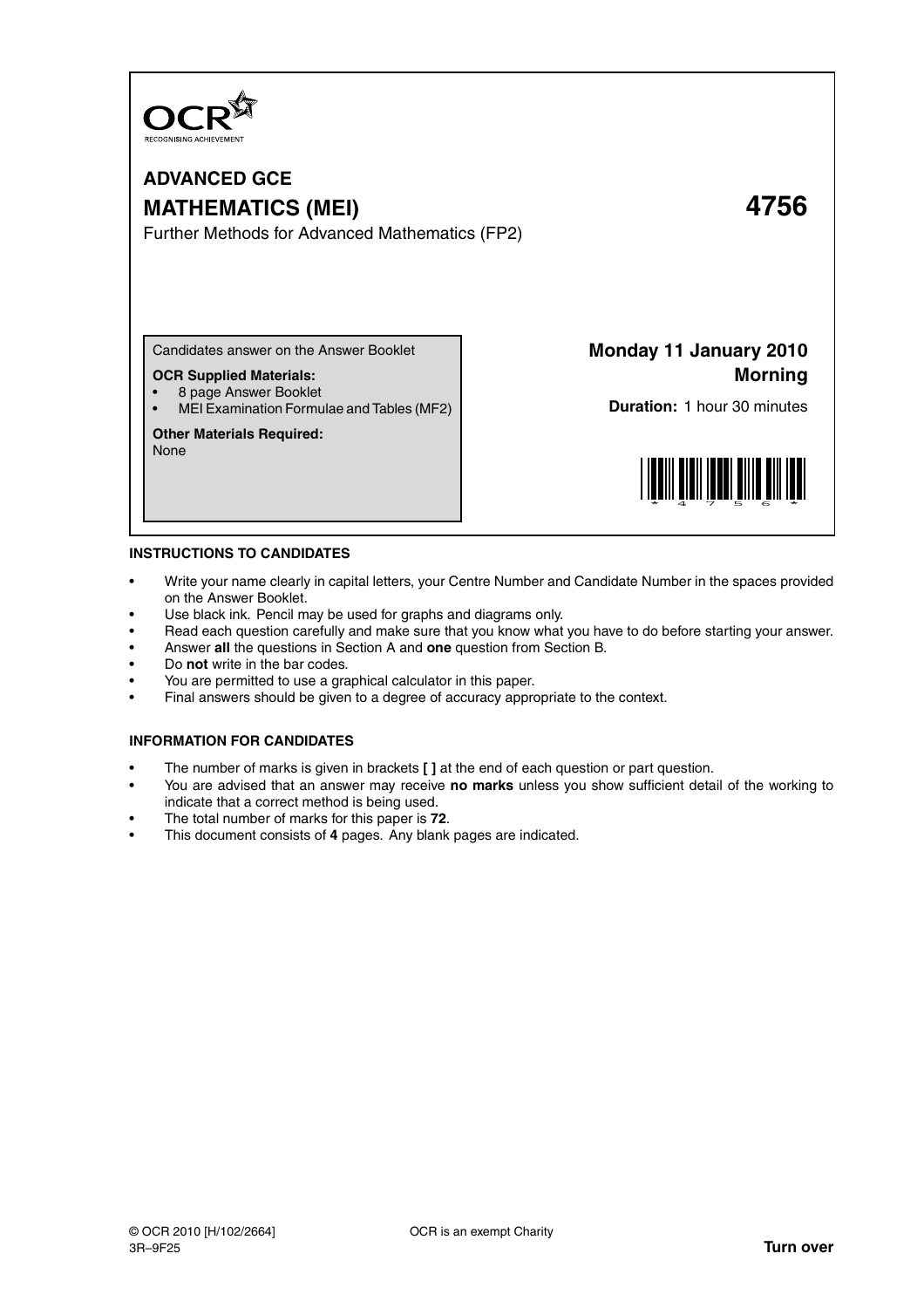OCR
RECOGNISING ACHIEVEMENT

# ADVANCED GCE

# MATHEMATICS (MEI) 4756

Further Methods for Advanced Mathematics (FP2)

Candidates answer on the Answer Booklet

**OCR Supplied Materials:**

- 8 page Answer Booklet
- MEI Examination Formulae and Tables (MF2)

**Other Materials Required:**

None

**Monday 11 January 2010**
**Morning**

**Duration:** 1 hour 30 minutes

## INSTRUCTIONS TO CANDIDATES

- Write your name clearly in capital letters, your Centre Number and Candidate Number in the spaces provided on the Answer Booklet.
- Use black ink. Pencil may be used for graphs and diagrams only.
- Read each question carefully and make sure that you know what you have to do before starting your answer.
- Answer **all** the questions in Section A and **one** question from Section B.
- Do **not** write in the bar codes.
- You are permitted to use a graphical calculator in this paper.
- Final answers should be given to a degree of accuracy appropriate to the context.

## INFORMATION FOR CANDIDATES

- The number of marks is given in brackets **[ ]** at the end of each question or part question.
- You are advised that an answer may receive **no marks** unless you show sufficient detail of the working to indicate that a correct method is being used.
- The total number of marks for this paper is **72**.
- This document consists of **4** pages. Any blank pages are indicated.

© OCR 2010 [H/102/2664] OCR is an exempt Charity
3R–9F25

**Turn over**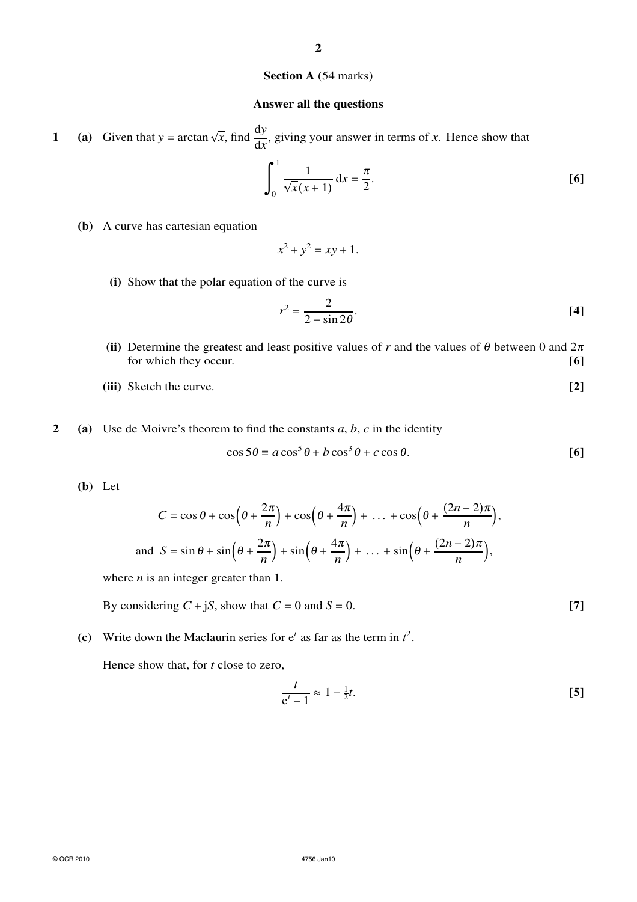**Section A** (54 marks)

**Answer all the questions**

**1** **(a)** Given that $y = \arctan \sqrt{x}$, find $\frac{\mathrm{d}y}{\mathrm{d}x}$, giving your answer in terms of $x$. Hence show that

$$\int_0^1 \frac{1}{\sqrt{x}(x+1)}\,\mathrm{d}x = \frac{\pi}{2}.$$ **[6]**

**(b)** A curve has cartesian equation

$$x^2 + y^2 = xy + 1.$$

**(i)** Show that the polar equation of the curve is

$$r^2 = \frac{2}{2 - \sin 2\theta}.$$ **[4]**

**(ii)** Determine the greatest and least positive values of $r$ and the values of $\theta$ between 0 and $2\pi$ for which they occur. **[6]**

**(iii)** Sketch the curve. **[2]**

**2** **(a)** Use de Moivre's theorem to find the constants $a$, $b$, $c$ in the identity

$$\cos 5\theta \equiv a\cos^5\theta + b\cos^3\theta + c\cos\theta.$$ **[6]**

**(b)** Let

$$C = \cos\theta + \cos\left(\theta + \frac{2\pi}{n}\right) + \cos\left(\theta + \frac{4\pi}{n}\right) + \dots + \cos\left(\theta + \frac{(2n-2)\pi}{n}\right),$$

$$\text{and } S = \sin\theta + \sin\left(\theta + \frac{2\pi}{n}\right) + \sin\left(\theta + \frac{4\pi}{n}\right) + \dots + \sin\left(\theta + \frac{(2n-2)\pi}{n}\right),$$

where $n$ is an integer greater than 1.

By considering $C + \mathrm{j}S$, show that $C = 0$ and $S = 0$. **[7]**

**(c)** Write down the Maclaurin series for $\mathrm{e}^t$ as far as the term in $t^2$.

Hence show that, for $t$ close to zero,

$$\frac{t}{\mathrm{e}^t - 1} \approx 1 - \tfrac{1}{2}t.$$ **[5]**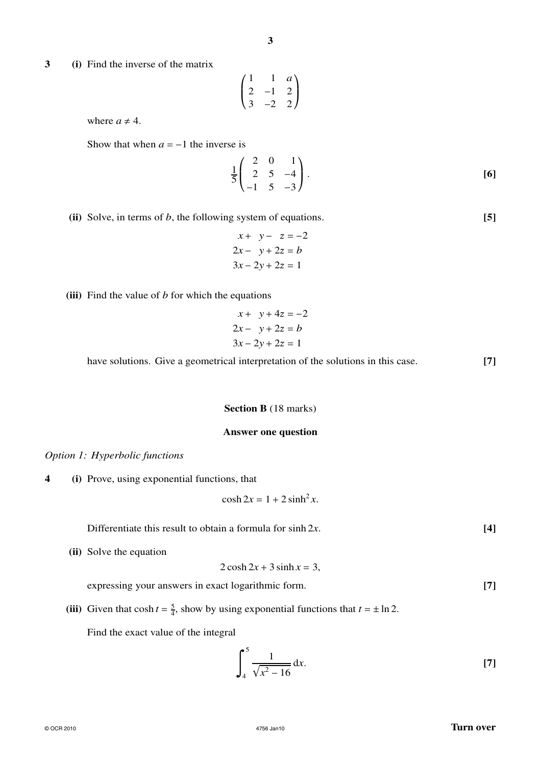**3** **(i)** Find the inverse of the matrix

$$\begin{pmatrix} 1 & 1 & a \\ 2 & -1 & 2 \\ 3 & -2 & 2 \end{pmatrix}$$

where $a \neq 4$.

Show that when $a = -1$ the inverse is

$$\frac{1}{5}\begin{pmatrix} 2 & 0 & 1 \\ 2 & 5 & -4 \\ -1 & 5 & -3 \end{pmatrix}.$$

**[6]**

**(ii)** Solve, in terms of $b$, the following system of equations. **[5]**

$$\begin{aligned} x + y - z &= -2 \\ 2x - y + 2z &= b \\ 3x - 2y + 2z &= 1 \end{aligned}$$

**(iii)** Find the value of $b$ for which the equations

$$\begin{aligned} x + y + 4z &= -2 \\ 2x - y + 2z &= b \\ 3x - 2y + 2z &= 1 \end{aligned}$$

have solutions. Give a geometrical interpretation of the solutions in this case. **[7]**

## Section B (18 marks)

**Answer one question**

*Option 1: Hyperbolic functions*

**4** **(i)** Prove, using exponential functions, that

$$\cosh 2x = 1 + 2\sinh^2 x.$$

Differentiate this result to obtain a formula for $\sinh 2x$. **[4]**

**(ii)** Solve the equation

$$2\cosh 2x + 3\sinh x = 3,$$

expressing your answers in exact logarithmic form. **[7]**

**(iii)** Given that $\cosh t = \frac{5}{4}$, show by using exponential functions that $t = \pm \ln 2$.

Find the exact value of the integral

$$\int_4^5 \frac{1}{\sqrt{x^2 - 16}}\,\mathrm{d}x.$$

**[7]**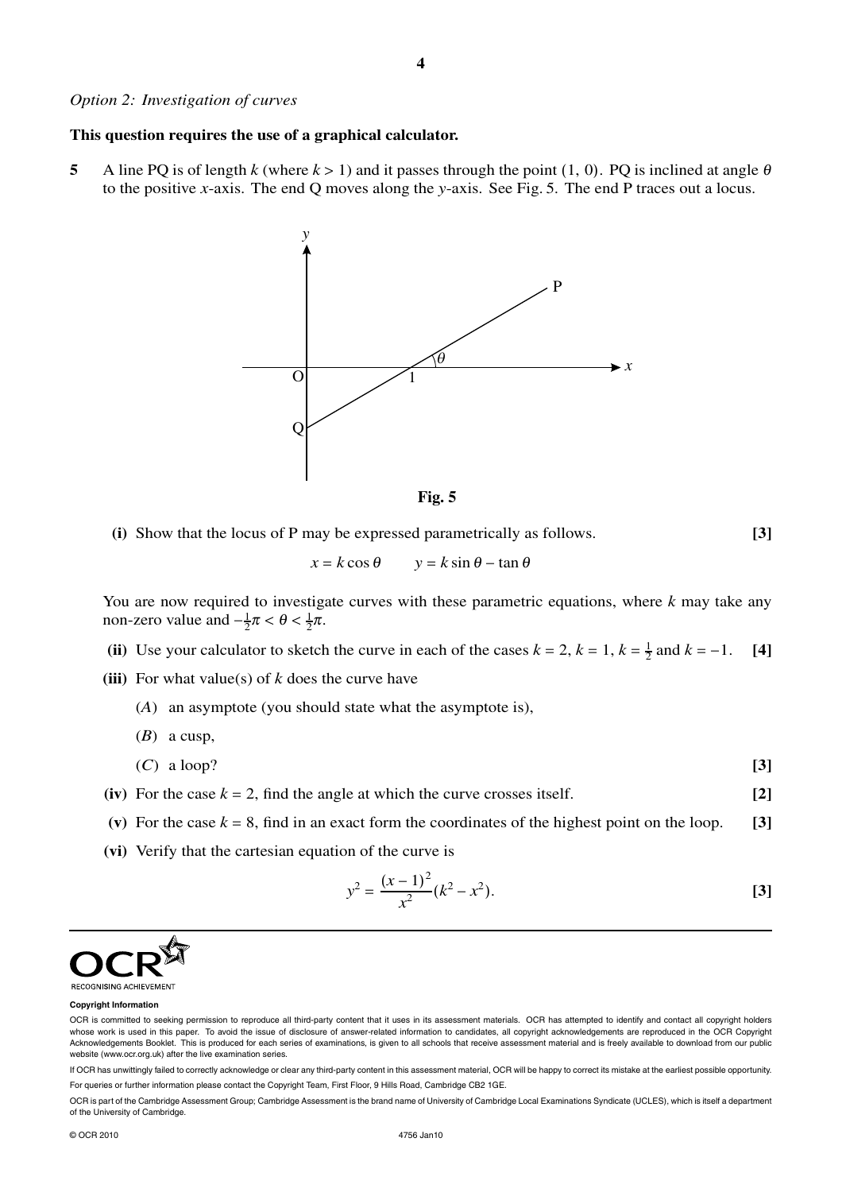*Option 2: Investigation of curves*

**This question requires the use of a graphical calculator.**

**5** A line PQ is of length $k$ (where $k > 1$) and it passes through the point $(1, 0)$. PQ is inclined at angle $\theta$ to the positive $x$-axis. The end Q moves along the $y$-axis. See Fig. 5. The end P traces out a locus.

y

P

$\theta$

x

O

1

Q

**Fig. 5**

**(i)** Show that the locus of P may be expressed parametrically as follows. **[3]**

$$x = k\cos\theta \qquad y = k\sin\theta - \tan\theta$$

You are now required to investigate curves with these parametric equations, where $k$ may take any non-zero value and $-\frac{1}{2}\pi < \theta < \frac{1}{2}\pi$.

**(ii)** Use your calculator to sketch the curve in each of the cases $k = 2$, $k = 1$, $k = \frac{1}{2}$ and $k = -1$. **[4]**

**(iii)** For what value(s) of $k$ does the curve have

(*A*) an asymptote (you should state what the asymptote is),

(*B*) a cusp,

(*C*) a loop? **[3]**

**(iv)** For the case $k = 2$, find the angle at which the curve crosses itself. **[2]**

**(v)** For the case $k = 8$, find in an exact form the coordinates of the highest point on the loop. **[3]**

**(vi)** Verify that the cartesian equation of the curve is

$$y^2 = \frac{(x-1)^2}{x^2}(k^2 - x^2). \qquad \textbf{[3]}$$

**Copyright Information**

OCR is committed to seeking permission to reproduce all third-party content that it uses in its assessment materials. OCR has attempted to identify and contact all copyright holders whose work is used in this paper. To avoid the issue of disclosure of answer-related information to candidates, all copyright acknowledgements are reproduced in the OCR Copyright Acknowledgements Booklet. This is produced for each series of examinations, is given to all schools that receive assessment material and is freely available to download from our public website (www.ocr.org.uk) after the live examination series.

If OCR has unwittingly failed to correctly acknowledge or clear any third-party content in this assessment material, OCR will be happy to correct its mistake at the earliest possible opportunity.

For queries or further information please contact the Copyright Team, First Floor, 9 Hills Road, Cambridge CB2 1GE.

OCR is part of the Cambridge Assessment Group; Cambridge Assessment is the brand name of University of Cambridge Local Examinations Syndicate (UCLES), which is itself a department of the University of Cambridge.

© OCR 2010 4756 Jan10